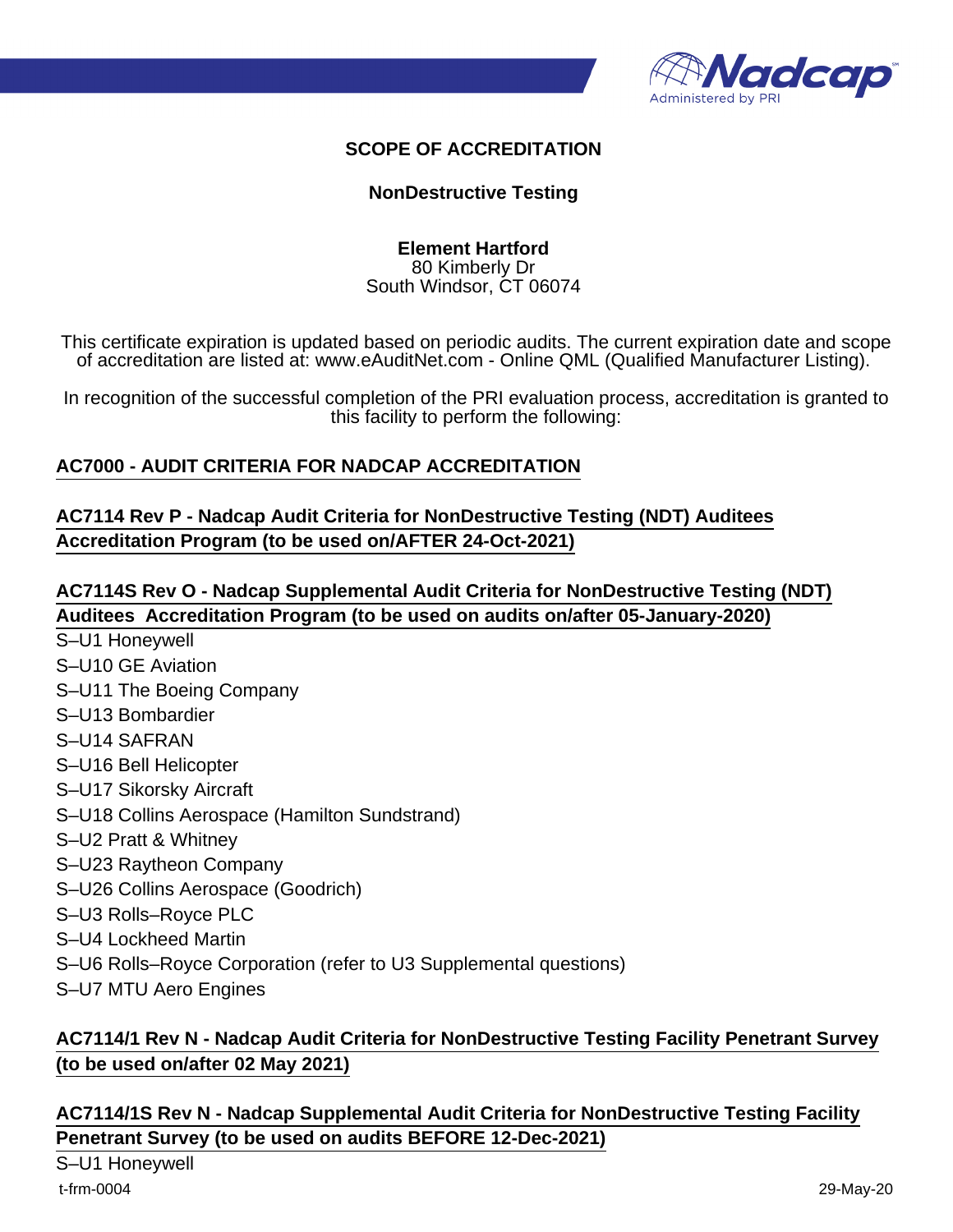# SCOPE OF ACCREDITATION

## NonDestructive Testing

**Element Hartford**
80 Kimberly Dr
South Windsor, CT 06074

This certificate expiration is updated based on periodic audits. The current expiration date and scope of accreditation are listed at: www.eAuditNet.com - Online QML (Qualified Manufacturer Listing).

In recognition of the successful completion of the PRI evaluation process, accreditation is granted to this facility to perform the following:

**AC7000 - AUDIT CRITERIA FOR NADCAP ACCREDITATION**

**AC7114 Rev P - Nadcap Audit Criteria for NonDestructive Testing (NDT) Auditees Accreditation Program (to be used on/AFTER 24-Oct-2021)**

**AC7114S Rev O - Nadcap Supplemental Audit Criteria for NonDestructive Testing (NDT) Auditees Accreditation Program (to be used on audits on/after 05-January-2020)**

S–U1 Honeywell
S–U10 GE Aviation
S–U11 The Boeing Company
S–U13 Bombardier
S–U14 SAFRAN
S–U16 Bell Helicopter
S–U17 Sikorsky Aircraft
S–U18 Collins Aerospace (Hamilton Sundstrand)
S–U2 Pratt & Whitney
S–U23 Raytheon Company
S–U26 Collins Aerospace (Goodrich)
S–U3 Rolls–Royce PLC
S–U4 Lockheed Martin
S–U6 Rolls–Royce Corporation (refer to U3 Supplemental questions)
S–U7 MTU Aero Engines

**AC7114/1 Rev N - Nadcap Audit Criteria for NonDestructive Testing Facility Penetrant Survey (to be used on/after 02 May 2021)**

**AC7114/1S Rev N - Nadcap Supplemental Audit Criteria for NonDestructive Testing Facility Penetrant Survey (to be used on audits BEFORE 12-Dec-2021)**

S–U1 Honeywell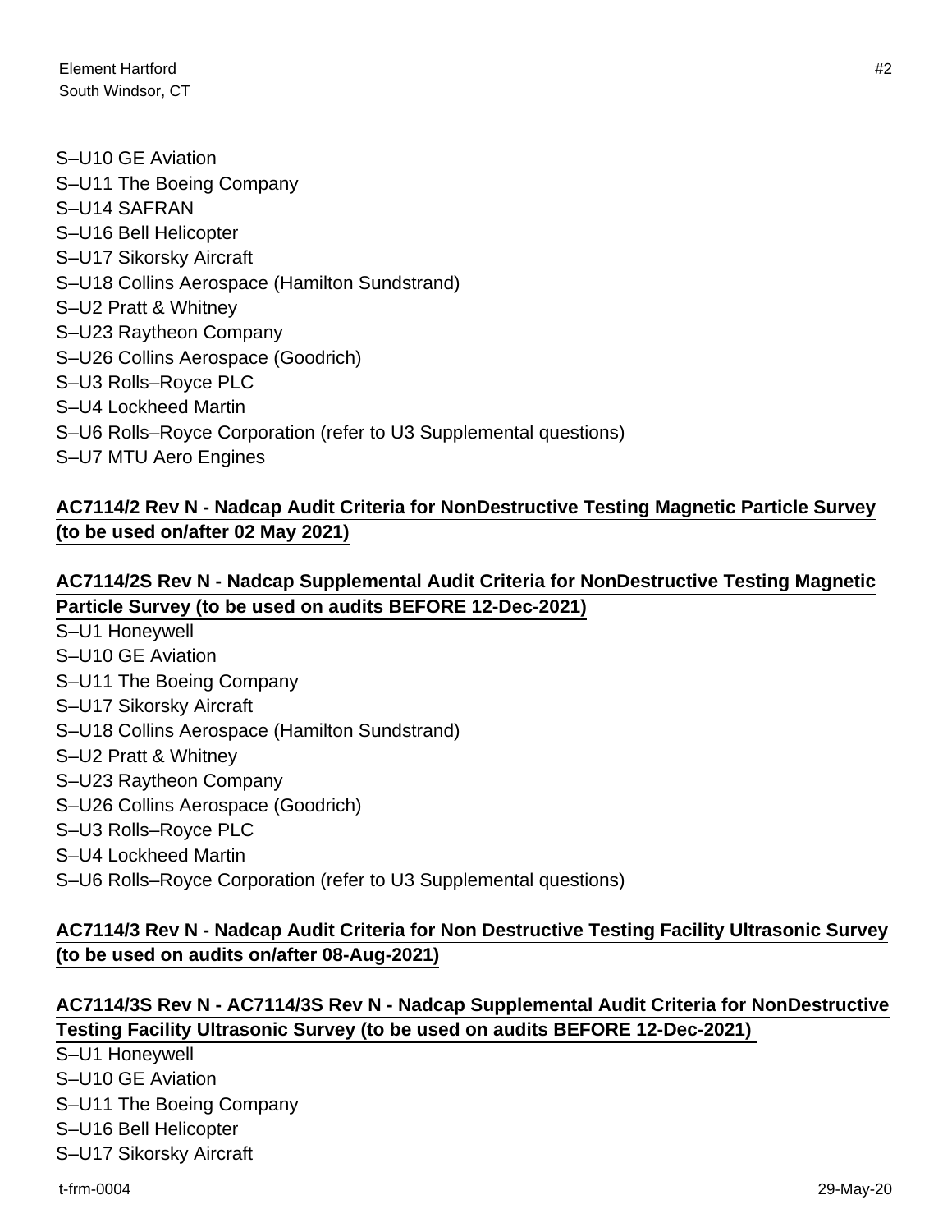S–U10 GE Aviation
S–U11 The Boeing Company
S–U14 SAFRAN
S–U16 Bell Helicopter
S–U17 Sikorsky Aircraft
S–U18 Collins Aerospace (Hamilton Sundstrand)
S–U2 Pratt & Whitney
S–U23 Raytheon Company
S–U26 Collins Aerospace (Goodrich)
S–U3 Rolls–Royce PLC
S–U4 Lockheed Martin
S–U6 Rolls–Royce Corporation (refer to U3 Supplemental questions)
S–U7 MTU Aero Engines

**AC7114/2 Rev N - Nadcap Audit Criteria for NonDestructive Testing Magnetic Particle Survey (to be used on/after 02 May 2021)**

**AC7114/2S Rev N - Nadcap Supplemental Audit Criteria for NonDestructive Testing Magnetic Particle Survey (to be used on audits BEFORE 12-Dec-2021)**

S–U1 Honeywell
S–U10 GE Aviation
S–U11 The Boeing Company
S–U17 Sikorsky Aircraft
S–U18 Collins Aerospace (Hamilton Sundstrand)
S–U2 Pratt & Whitney
S–U23 Raytheon Company
S–U26 Collins Aerospace (Goodrich)
S–U3 Rolls–Royce PLC
S–U4 Lockheed Martin
S–U6 Rolls–Royce Corporation (refer to U3 Supplemental questions)

**AC7114/3 Rev N - Nadcap Audit Criteria for Non Destructive Testing Facility Ultrasonic Survey (to be used on audits on/after 08-Aug-2021)**

**AC7114/3S Rev N - AC7114/3S Rev N - Nadcap Supplemental Audit Criteria for NonDestructive Testing Facility Ultrasonic Survey (to be used on audits BEFORE 12-Dec-2021)**

S–U1 Honeywell
S–U10 GE Aviation
S–U11 The Boeing Company
S–U16 Bell Helicopter
S–U17 Sikorsky Aircraft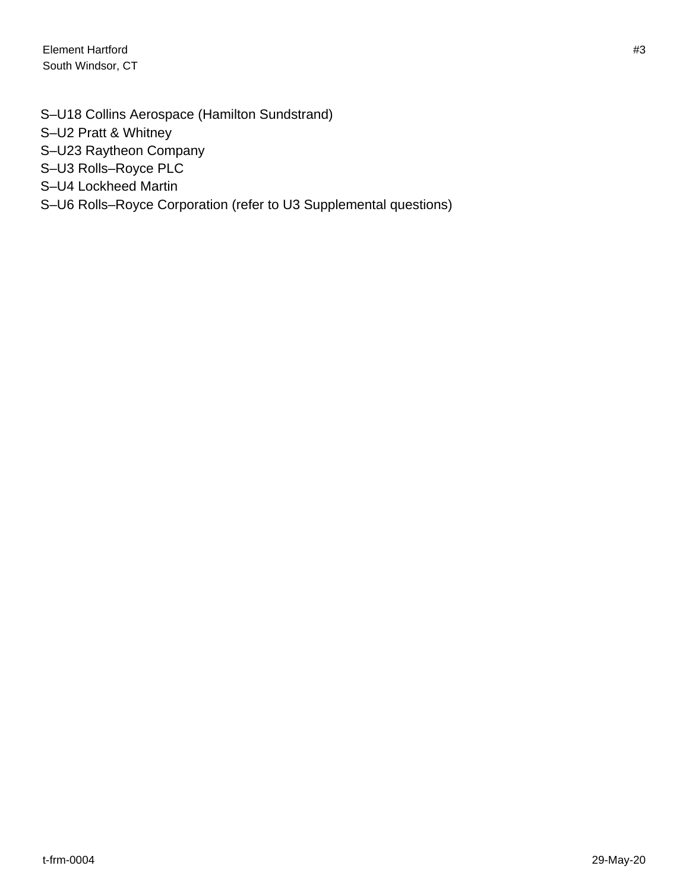S–U18 Collins Aerospace (Hamilton Sundstrand)
S–U2 Pratt & Whitney
S–U23 Raytheon Company
S–U3 Rolls–Royce PLC
S–U4 Lockheed Martin
S–U6 Rolls–Royce Corporation (refer to U3 Supplemental questions)